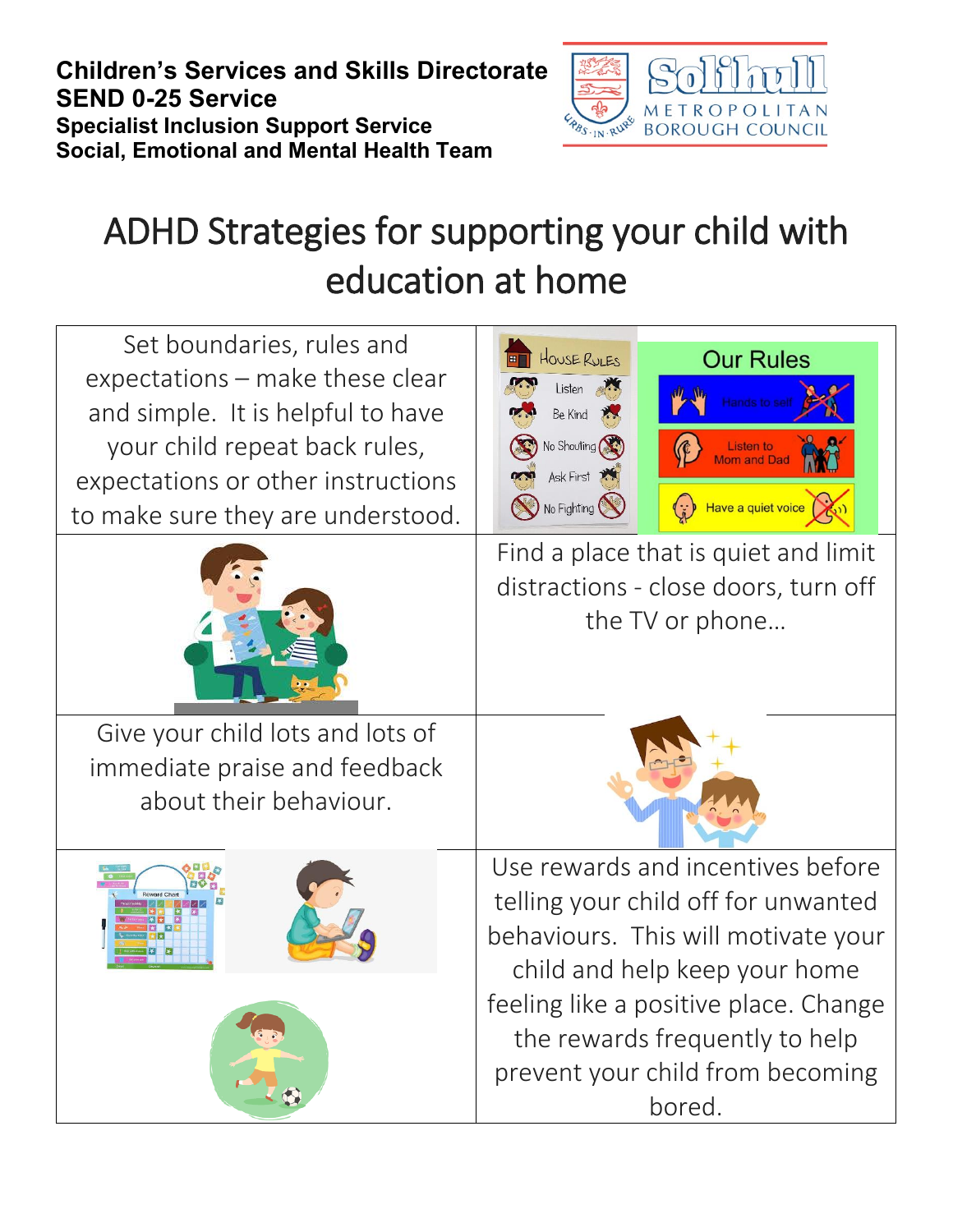**Children's Services and Skills Directorate**
**SEND 0-25 Service**
**Specialist Inclusion Support Service**
**Social, Emotional and Mental Health Team**

# ADHD Strategies for supporting your child with education at home

Set boundaries, rules and expectations – make these clear and simple. It is helpful to have your child repeat back rules, expectations or other instructions to make sure they are understood.

Find a place that is quiet and limit distractions - close doors, turn off the TV or phone…

Give your child lots and lots of immediate praise and feedback about their behaviour.

Use rewards and incentives before telling your child off for unwanted behaviours. This will motivate your child and help keep your home feeling like a positive place. Change the rewards frequently to help prevent your child from becoming bored.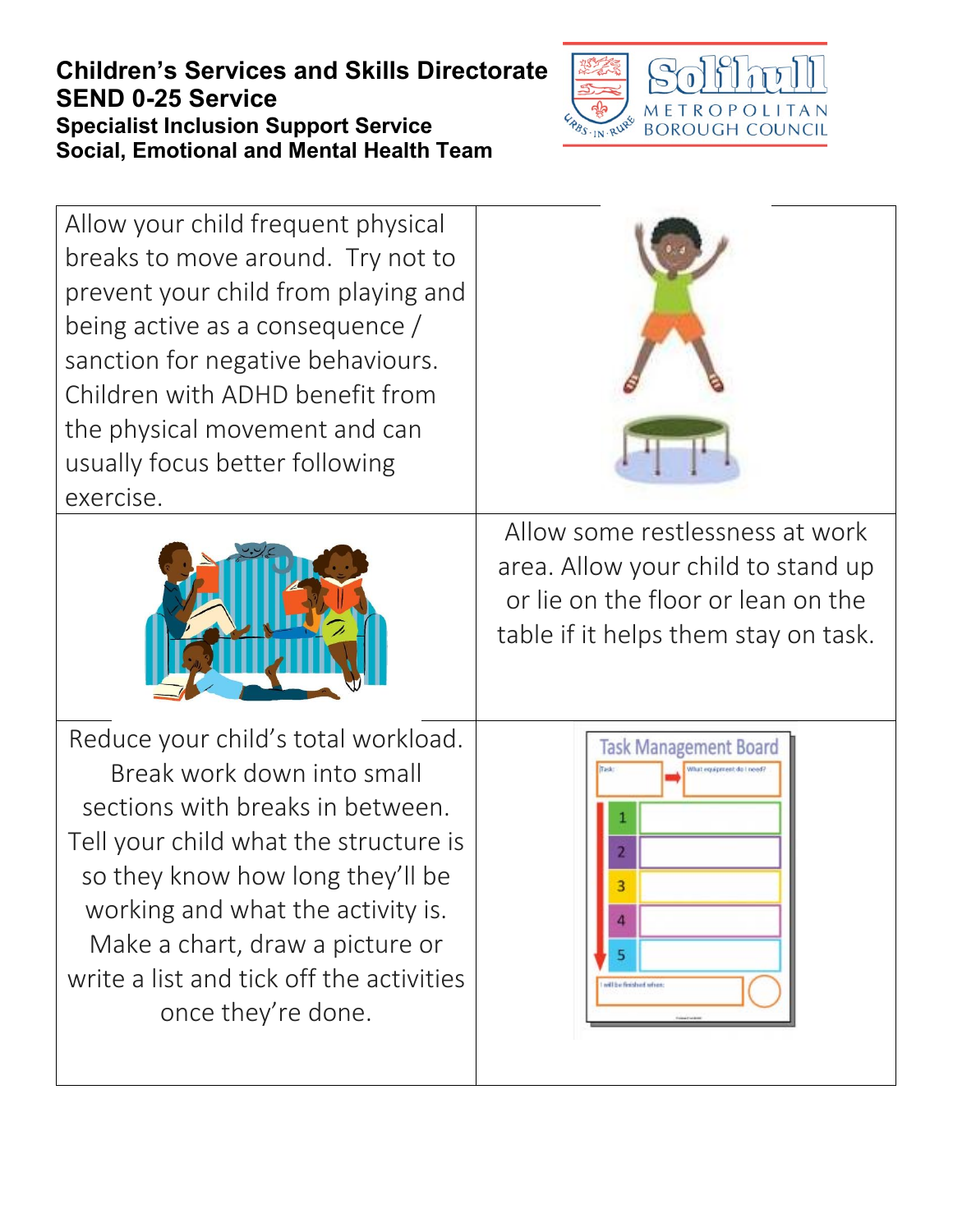**Children's Services and Skills Directorate**
**SEND 0-25 Service**
**Specialist Inclusion Support Service**
**Social, Emotional and Mental Health Team**

Allow your child frequent physical breaks to move around. Try not to prevent your child from playing and being active as a consequence / sanction for negative behaviours. Children with ADHD benefit from the physical movement and can usually focus better following exercise.

Allow some restlessness at work area. Allow your child to stand up or lie on the floor or lean on the table if it helps them stay on task.

Reduce your child's total workload. Break work down into small sections with breaks in between. Tell your child what the structure is so they know how long they'll be working and what the activity is. Make a chart, draw a picture or write a list and tick off the activities once they're done.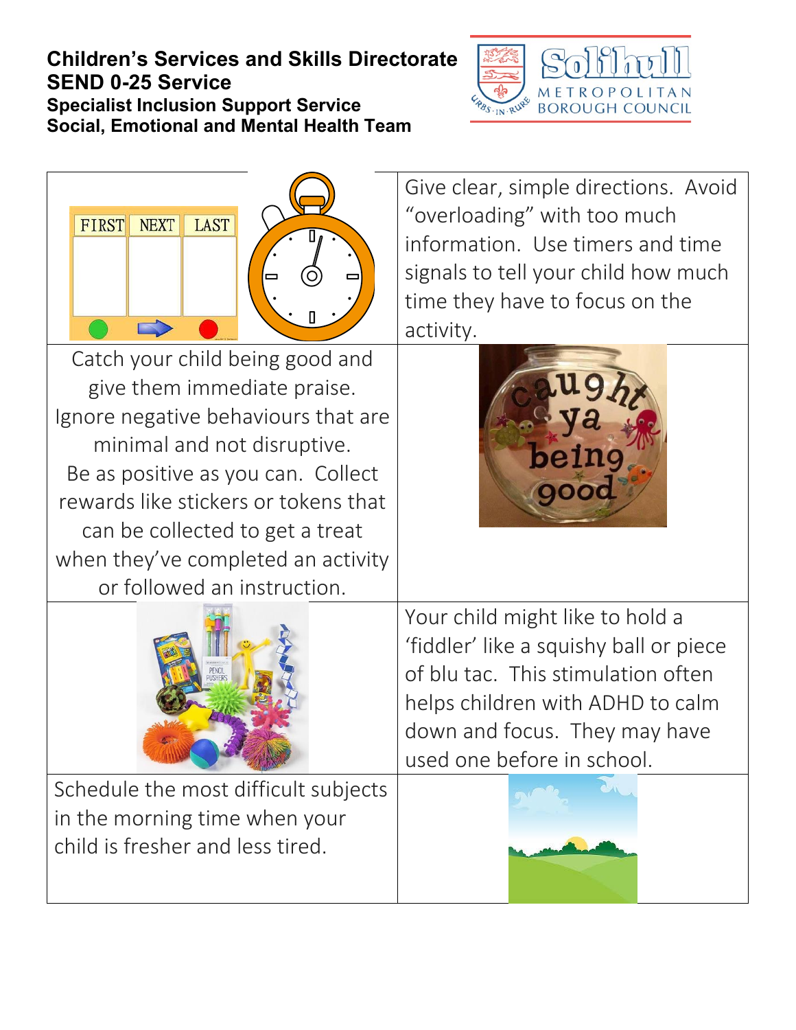**Children's Services and Skills Directorate**
**SEND 0-25 Service**
**Specialist Inclusion Support Service**
**Social, Emotional and Mental Health Team**

| | |
|---|---|
| FIRST NEXT LAST | Give clear, simple directions. Avoid "overloading" with too much information. Use timers and time signals to tell your child how much time they have to focus on the activity. |
| Catch your child being good and give them immediate praise. Ignore negative behaviours that are minimal and not disruptive. Be as positive as you can. Collect rewards like stickers or tokens that can be collected to get a treat when they've completed an activity or followed an instruction. | |
| | Your child might like to hold a 'fiddler' like a squishy ball or piece of blu tac. This stimulation often helps children with ADHD to calm down and focus. They may have used one before in school. |
| Schedule the most difficult subjects in the morning time when your child is fresher and less tired. | |